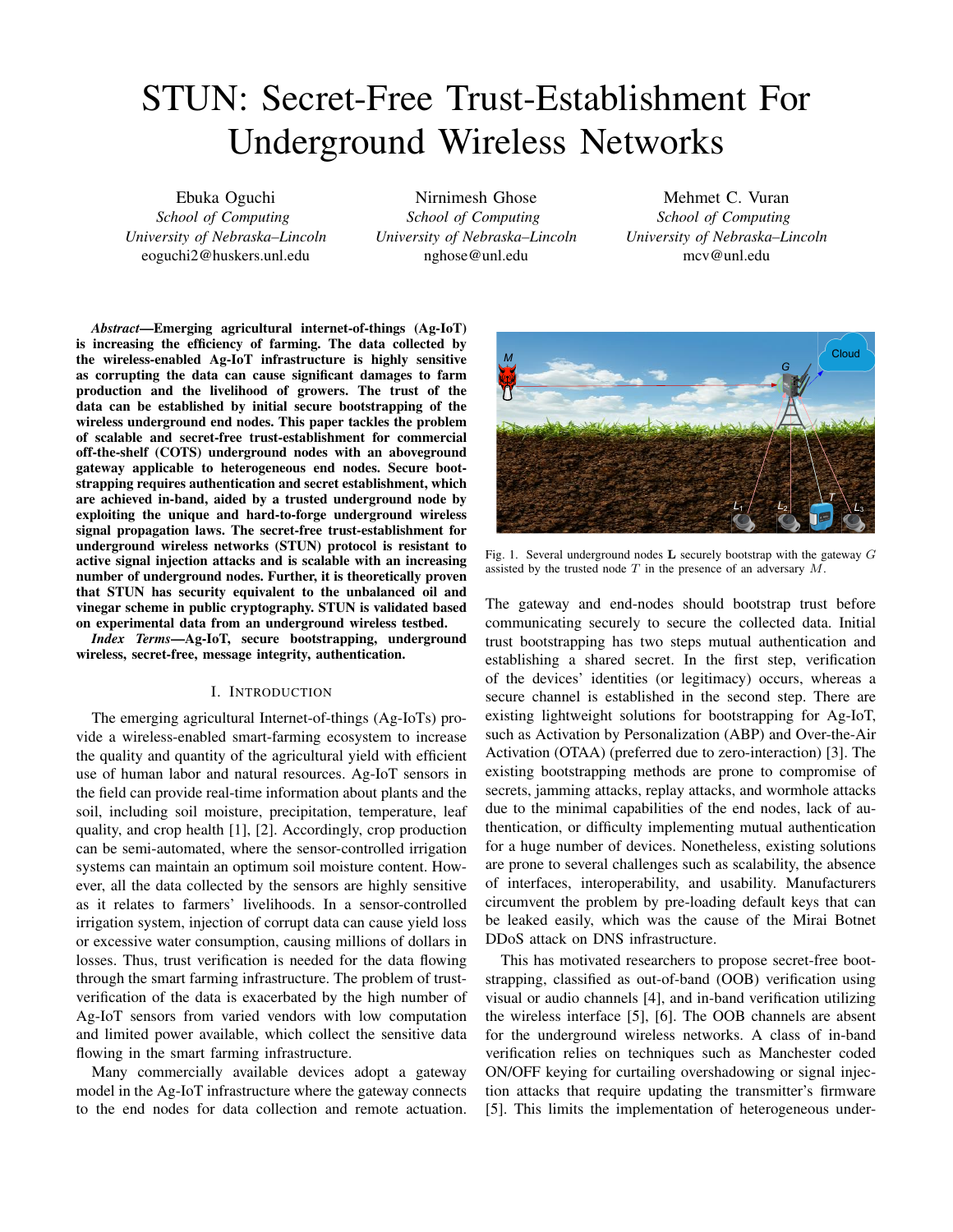# STUN: Secret-Free Trust-Establishment For Underground Wireless Networks

Ebuka Oguchi
*School of Computing*
*University of Nebraska–Lincoln*
eoguchi2@huskers.unl.edu

Nirnimesh Ghose
*School of Computing*
*University of Nebraska–Lincoln*
nghose@unl.edu

Mehmet C. Vuran
*School of Computing*
*University of Nebraska–Lincoln*
mcv@unl.edu

***Abstract*—Emerging agricultural internet-of-things (Ag-IoT) is increasing the efficiency of farming. The data collected by the wireless-enabled Ag-IoT infrastructure is highly sensitive as corrupting the data can cause significant damages to farm production and the livelihood of growers. The trust of the data can be established by initial secure bootstrapping of the wireless underground end nodes. This paper tackles the problem of scalable and secret-free trust-establishment for commercial off-the-shelf (COTS) underground nodes with an aboveground gateway applicable to heterogeneous end nodes. Secure bootstrapping requires authentication and secret establishment, which are achieved in-band, aided by a trusted underground node by exploiting the unique and hard-to-forge underground wireless signal propagation laws. The secret-free trust-establishment for underground wireless networks (STUN) protocol is resistant to active signal injection attacks and is scalable with an increasing number of underground nodes. Further, it is theoretically proven that STUN has security equivalent to the unbalanced oil and vinegar scheme in public cryptography. STUN is validated based on experimental data from an underground wireless testbed.**

***Index Terms*—Ag-IoT, secure bootstrapping, underground wireless, secret-free, message integrity, authentication.**

## I. Introduction

The emerging agricultural Internet-of-things (Ag-IoTs) provide a wireless-enabled smart-farming ecosystem to increase the quality and quantity of the agricultural yield with efficient use of human labor and natural resources. Ag-IoT sensors in the field can provide real-time information about plants and the soil, including soil moisture, precipitation, temperature, leaf quality, and crop health [1], [2]. Accordingly, crop production can be semi-automated, where the sensor-controlled irrigation systems can maintain an optimum soil moisture content. However, all the data collected by the sensors are highly sensitive as it relates to farmers' livelihoods. In a sensor-controlled irrigation system, injection of corrupt data can cause yield loss or excessive water consumption, causing millions of dollars in losses. Thus, trust verification is needed for the data flowing through the smart farming infrastructure. The problem of trust-verification of the data is exacerbated by the high number of Ag-IoT sensors from varied vendors with low computation and limited power available, which collect the sensitive data flowing in the smart farming infrastructure.

Many commercially available devices adopt a gateway model in the Ag-IoT infrastructure where the gateway connects to the end nodes for data collection and remote actuation.

M

G

Cloud

$L_1$ $L_2$ $T$ $L_3$

Fig. 1. Several underground nodes $\mathbf{L}$ securely bootstrap with the gateway $G$ assisted by the trusted node $T$ in the presence of an adversary $M$.

The gateway and end-nodes should bootstrap trust before communicating securely to secure the collected data. Initial trust bootstrapping has two steps mutual authentication and establishing a shared secret. In the first step, verification of the devices' identities (or legitimacy) occurs, whereas a secure channel is established in the second step. There are existing lightweight solutions for bootstrapping for Ag-IoT, such as Activation by Personalization (ABP) and Over-the-Air Activation (OTAA) (preferred due to zero-interaction) [3]. The existing bootstrapping methods are prone to compromise of secrets, jamming attacks, replay attacks, and wormhole attacks due to the minimal capabilities of the end nodes, lack of authentication, or difficulty implementing mutual authentication for a huge number of devices. Nonetheless, existing solutions are prone to several challenges such as scalability, the absence of interfaces, interoperability, and usability. Manufacturers circumvent the problem by pre-loading default keys that can be leaked easily, which was the cause of the Mirai Botnet DDoS attack on DNS infrastructure.

This has motivated researchers to propose secret-free bootstrapping, classified as out-of-band (OOB) verification using visual or audio channels [4], and in-band verification utilizing the wireless interface [5], [6]. The OOB channels are absent for the underground wireless networks. A class of in-band verification relies on techniques such as Manchester coded ON/OFF keying for curtailing overshadowing or signal injection attacks that require updating the transmitter's firmware [5]. This limits the implementation of heterogeneous under-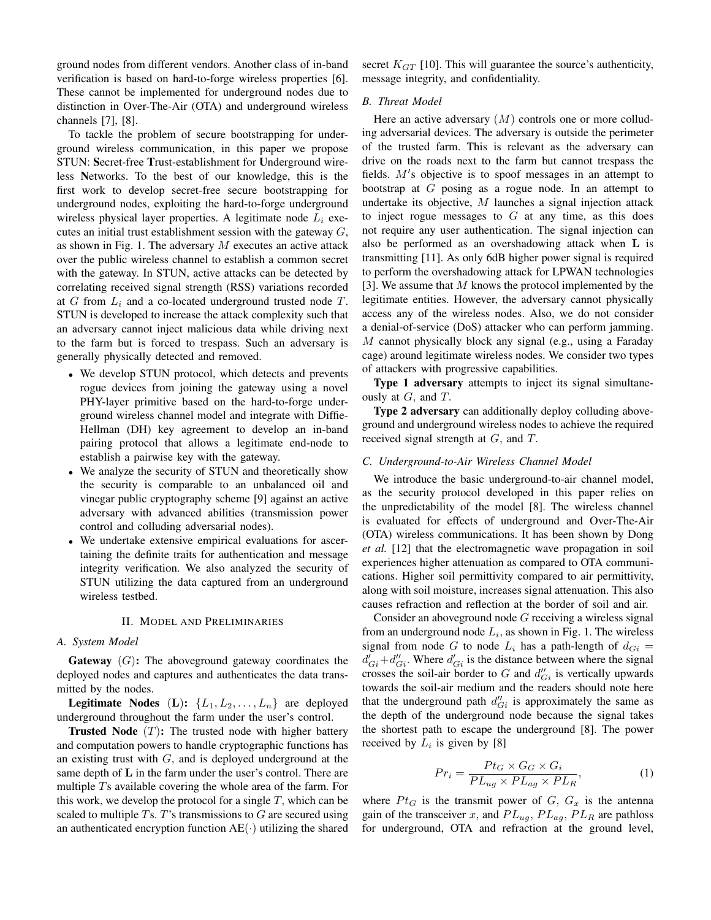ground nodes from different vendors. Another class of in-band verification is based on hard-to-forge wireless properties [6]. These cannot be implemented for underground nodes due to distinction in Over-The-Air (OTA) and underground wireless channels [7], [8].

To tackle the problem of secure bootstrapping for underground wireless communication, in this paper we propose STUN: **S**ecret-free **T**rust-establishment for **U**nderground wireless **N**etworks. To the best of our knowledge, this is the first work to develop secret-free secure bootstrapping for underground nodes, exploiting the hard-to-forge underground wireless physical layer properties. A legitimate node $L_i$ executes an initial trust establishment session with the gateway $G$, as shown in Fig. 1. The adversary $M$ executes an active attack over the public wireless channel to establish a common secret with the gateway. In STUN, active attacks can be detected by correlating received signal strength (RSS) variations recorded at $G$ from $L_i$ and a co-located underground trusted node $T$. STUN is developed to increase the attack complexity such that an adversary cannot inject malicious data while driving next to the farm but is forced to trespass. Such an adversary is generally physically detected and removed.

- We develop STUN protocol, which detects and prevents rogue devices from joining the gateway using a novel PHY-layer primitive based on the hard-to-forge underground wireless channel model and integrate with Diffie-Hellman (DH) key agreement to develop an in-band pairing protocol that allows a legitimate end-node to establish a pairwise key with the gateway.
- We analyze the security of STUN and theoretically show the security is comparable to an unbalanced oil and vinegar public cryptography scheme [9] against an active adversary with advanced abilities (transmission power control and colluding adversarial nodes).
- We undertake extensive empirical evaluations for ascertaining the definite traits for authentication and message integrity verification. We also analyzed the security of STUN utilizing the data captured from an underground wireless testbed.

## II. Model and Preliminaries

### A. System Model

**Gateway** $(G)$**:** The aboveground gateway coordinates the deployed nodes and captures and authenticates the data transmitted by the nodes.

**Legitimate Nodes** $(\mathbf{L})$**:** $\{L_1, L_2, \ldots, L_n\}$ are deployed underground throughout the farm under the user's control.

**Trusted Node** $(T)$**:** The trusted node with higher battery and computation powers to handle cryptographic functions has an existing trust with $G$, and is deployed underground at the same depth of $\mathbf{L}$ in the farm under the user's control. There are multiple $T$s available covering the whole area of the farm. For this work, we develop the protocol for a single $T$, which can be scaled to multiple $T$s. $T$'s transmissions to $G$ are secured using an authenticated encryption function $\mathrm{AE}(\cdot)$ utilizing the shared secret $K_{GT}$ [10]. This will guarantee the source's authenticity, message integrity, and confidentiality.

### B. Threat Model

Here an active adversary $(M)$ controls one or more colluding adversarial devices. The adversary is outside the perimeter of the trusted farm. This is relevant as the adversary can drive on the roads next to the farm but cannot trespass the fields. $M'$s objective is to spoof messages in an attempt to bootstrap at $G$ posing as a rogue node. In an attempt to undertake its objective, $M$ launches a signal injection attack to inject rogue messages to $G$ at any time, as this does not require any user authentication. The signal injection can also be performed as an overshadowing attack when $\mathbf{L}$ is transmitting [11]. As only 6dB higher power signal is required to perform the overshadowing attack for LPWAN technologies [3]. We assume that $M$ knows the protocol implemented by the legitimate entities. However, the adversary cannot physically access any of the wireless nodes. Also, we do not consider a denial-of-service (DoS) attacker who can perform jamming. $M$ cannot physically block any signal (e.g., using a Faraday cage) around legitimate wireless nodes. We consider two types of attackers with progressive capabilities.

**Type 1 adversary** attempts to inject its signal simultaneously at $G$, and $T$.

**Type 2 adversary** can additionally deploy colluding aboveground and underground wireless nodes to achieve the required received signal strength at $G$, and $T$.

### C. Underground-to-Air Wireless Channel Model

We introduce the basic underground-to-air channel model, as the security protocol developed in this paper relies on the unpredictability of the model [8]. The wireless channel is evaluated for effects of underground and Over-The-Air (OTA) wireless communications. It has been shown by Dong *et al.* [12] that the electromagnetic wave propagation in soil experiences higher attenuation as compared to OTA communications. Higher soil permittivity compared to air permittivity, along with soil moisture, increases signal attenuation. This also causes refraction and reflection at the border of soil and air.

Consider an aboveground node $G$ receiving a wireless signal from an underground node $L_i$, as shown in Fig. 1. The wireless signal from node $G$ to node $L_i$ has a path-length of $d_{Gi} = d'_{Gi} + d''_{Gi}$. Where $d'_{Gi}$ is the distance between where the signal crosses the soil-air border to $G$ and $d''_{Gi}$ is vertically upwards towards the soil-air medium and the readers should note here that the underground path $d''_{Gi}$ is approximately the same as the depth of the underground node because the signal takes the shortest path to escape the underground [8]. The power received by $L_i$ is given by [8]

$$Pr_i = \frac{Pt_G \times G_G \times G_i}{PL_{ug} \times PL_{ag} \times PL_R}, \tag{1}$$

where $Pt_G$ is the transmit power of $G$, $G_x$ is the antenna gain of the transceiver $x$, and $PL_{ug}$, $PL_{ag}$, $PL_R$ are pathloss for underground, OTA and refraction at the ground level,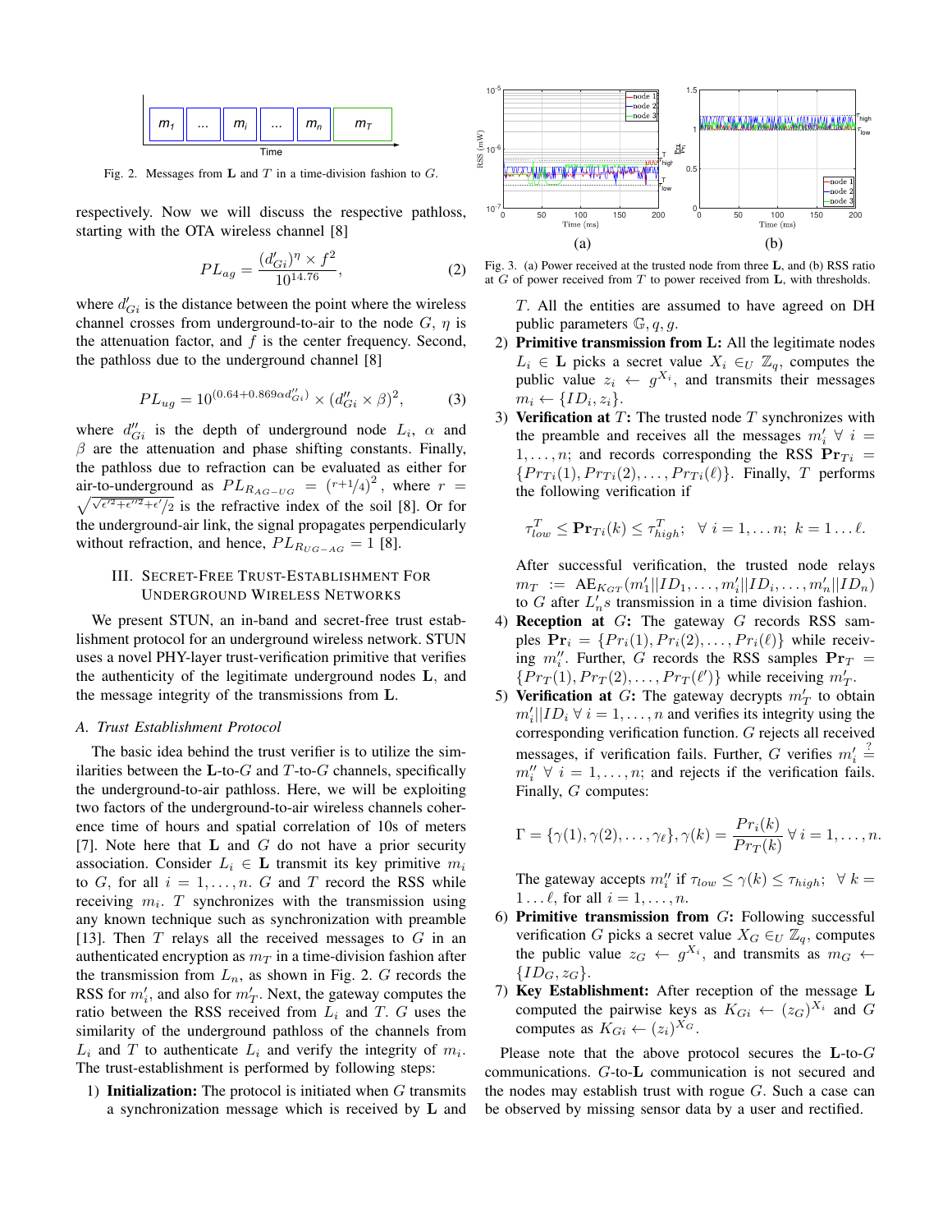$m_1$ ... $m_i$ ... $m_n$ $m_T$

Time

Fig. 2. Messages from $\mathbf{L}$ and $T$ in a time-division fashion to $G$.

respectively. Now we will discuss the respective pathloss, starting with the OTA wireless channel [8]

$$PL_{ag} = \frac{(d'_{Gi})^{\eta} \times f^2}{10^{14.76}}, \tag{2}$$

where $d'_{Gi}$ is the distance between the point where the wireless channel crosses from underground-to-air to the node $G$, $\eta$ is the attenuation factor, and $f$ is the center frequency. Second, the pathloss due to the underground channel [8]

$$PL_{ug} = 10^{(0.64+0.869\alpha d''_{Gi})} \times (d''_{Gi} \times \beta)^2, \tag{3}$$

where $d''_{Gi}$ is the depth of underground node $L_i$, $\alpha$ and $\beta$ are the attenuation and phase shifting constants. Finally, the pathloss due to refraction can be evaluated as follows for air-to-underground as $PL_{R_{AG-UG}} = {(r+1/4)}^2$, where $r = \sqrt{\sqrt{\epsilon'^2+\epsilon''^2}+\epsilon'/2}$ is the refractive index of the soil [8]. Or for the underground-air link, the signal propagates perpendicularly without refraction, and hence, $PL_{R_{UG-AG}} = 1$ [8].

## III. Secret-Free Trust-Establishment For Underground Wireless Networks

We present STUN, an in-band and secret-free trust establishment protocol for an underground wireless network. STUN uses a novel PHY-layer trust-verification primitive that verifies the authenticity of the legitimate underground nodes $\mathbf{L}$, and the message integrity of the transmissions from $\mathbf{L}$.

### A. Trust Establishment Protocol

The basic idea behind the trust verifier is to utilize the similarities between the $\mathbf{L}$-to-$G$ and $T$-to-$G$ channels, specifically the underground-to-air pathloss. Here, we will be exploiting two factors of the underground-to-air wireless channels coherence time of hours and spatial correlation of 10s of meters [7]. Note here that $\mathbf{L}$ and $G$ do not have a prior security association. Consider $L_i \in \mathbf{L}$ transmit its key primitive $m_i$ to $G$, for all $i = 1, \ldots, n$. $G$ and $T$ record the RSS while receiving $m_i$. $T$ synchronizes with the transmission using any known technique such as synchronization with preamble [13]. Then $T$ relays all the received messages to $G$ in an authenticated encryption as $m_T$ in a time-division fashion after the transmission from $L_n$, as shown in Fig. 2. $G$ records the RSS for $m'_i$, and also for $m'_T$. Next, the gateway computes the ratio between the RSS received from $L_i$ and $T$. $G$ uses the similarity of the underground pathloss of the channels from $L_i$ and $T$ to authenticate $L_i$ and verify the integrity of $m_i$. The trust-establishment is performed by following steps:

1) **Initialization:** The protocol is initiated when $G$ transmits a synchronization message which is received by $\mathbf{L}$ and $T$. All the entities are assumed to have agreed on DH public parameters $\mathbb{G}, q, g$.
2) **Primitive transmission from L:** All the legitimate nodes $L_i \in \mathbf{L}$ picks a secret value $X_i \in_U \mathbb{Z}_q$, computes the public value $z_i \leftarrow g^{X_i}$, and transmits their messages $m_i \leftarrow \{ID_i, z_i\}$.
3) **Verification at $T$:** The trusted node $T$ synchronizes with the preamble and receives all the messages $m'_i \; \forall \; i = 1, \ldots, n$; and records corresponding the RSS $\mathbf{Pr}_{Ti} = \{Pr_{Ti}(1), Pr_{Ti}(2), \ldots, Pr_{Ti}(\ell)\}$. Finally, $T$ performs the following verification if

$$\tau^T_{low} \leq \mathbf{Pr}_{Ti}(k) \leq \tau^T_{high}; \;\; \forall \; i = 1, \ldots n; \; k = 1 \ldots \ell.$$

   After successful verification, the trusted node relays $m_T := \text{AE}_{K_{GT}}(m'_1||ID_1, \ldots, m'_i||ID_i, \ldots, m'_n||ID_n)$ to $G$ after $L'_n s$ transmission in a time division fashion.
4) **Reception at $G$:** The gateway $G$ records RSS samples $\mathbf{Pr}_i = \{Pr_i(1), Pr_i(2), \ldots, Pr_i(\ell)\}$ while receiving $m''_i$. Further, $G$ records the RSS samples $\mathbf{Pr}_T = \{Pr_T(1), Pr_T(2), \ldots, Pr_T(\ell')\}$ while receiving $m'_T$.
5) **Verification at $G$:** The gateway decrypts $m'_T$ to obtain $m'_i||ID_i \; \forall \; i = 1, \ldots, n$ and verifies its integrity using the corresponding verification function. $G$ rejects all received messages, if verification fails. Further, $G$ verifies $m'_i \stackrel{?}{=} m''_i \; \forall \; i = 1, \ldots, n$; and rejects if the verification fails. Finally, $G$ computes:

$$\Gamma = \{\gamma(1), \gamma(2), \ldots, \gamma_{\ell}\}, \gamma(k) = \frac{Pr_i(k)}{Pr_T(k)} \; \forall \; i = 1, \ldots, n.$$

   The gateway accepts $m''_i$ if $\tau_{low} \leq \gamma(k) \leq \tau_{high}; \;\; \forall \; k = 1 \ldots \ell$, for all $i = 1, \ldots, n$.
6) **Primitive transmission from $G$:** Following successful verification $G$ picks a secret value $X_G \in_U \mathbb{Z}_q$, computes the public value $z_G \leftarrow g^{X_i}$, and transmits as $m_G \leftarrow \{ID_G, z_G\}$.
7) **Key Establishment:** After reception of the message $\mathbf{L}$ computed the pairwise keys as $K_{Gi} \leftarrow (z_G)^{X_i}$ and $G$ computes as $K_{Gi} \leftarrow (z_i)^{X_G}$.

Please note that the above protocol secures the $\mathbf{L}$-to-$G$ communications. $G$-to-$\mathbf{L}$ communication is not secured and the nodes may establish trust with rogue $G$. Such a case can be observed by missing sensor data by a user and rectified.

(a)

$10^{-5}$, $10^{-6}$, $10^{-7}$

RSS (mW)

node 1, node 2, node 3

T high, T low

0, 50, 100, 150, 200

Time (ms)

(b)

1.5, 1, 0.5, 0

$\frac{Pr_i}{Pr_T}$

T high, T low

node 1, node 2, node 3

0, 50, 100, 150, 200

Time (ms)

Fig. 3. (a) Power received at the trusted node from three $\mathbf{L}$, and (b) RSS ratio at $G$ of power received from $T$ to power received from $\mathbf{L}$, with thresholds.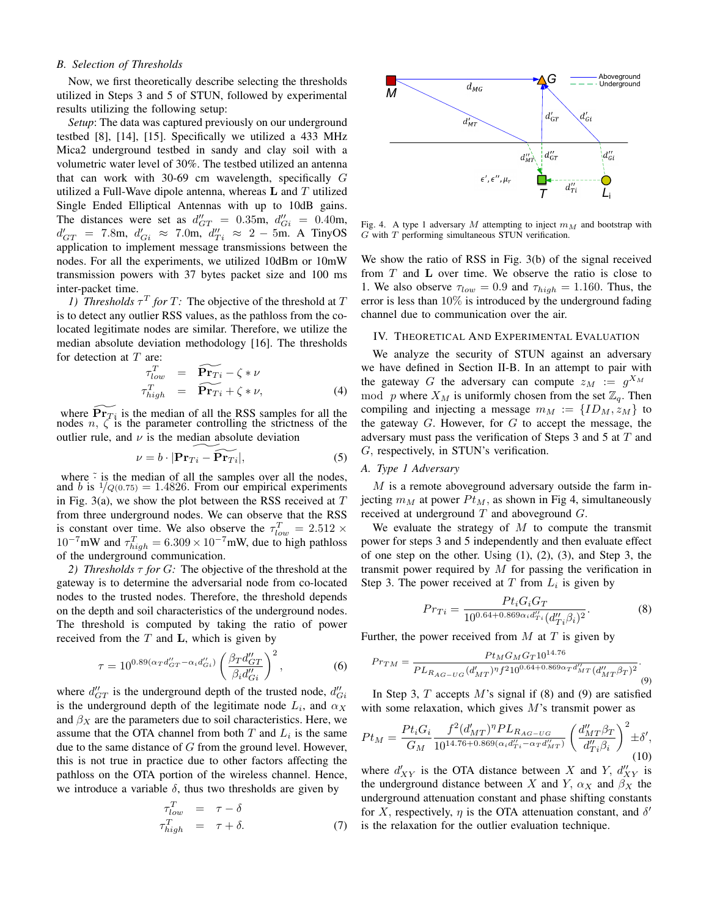### B. Selection of Thresholds

Now, we first theoretically describe selecting the thresholds utilized in Steps 3 and 5 of STUN, followed by experimental results utilizing the following setup:

*Setup*: The data was captured previously on our underground testbed [8], [14], [15]. Specifically we utilized a 433 MHz Mica2 underground testbed in sandy and clay soil with a volumetric water level of 30%. The testbed utilized an antenna that can work with 30-69 cm wavelength, specifically $G$ utilized a Full-Wave dipole antenna, whereas $\mathbf{L}$ and $T$ utilized Single Ended Elliptical Antennas with up to 10dB gains. The distances were set as $d''_{GT} = 0.35$m, $d''_{Gi} = 0.40$m, $d'_{GT} = 7.8$m, $d'_{Gi} \approx 7.0$m, $d''_{Ti} \approx 2-5$m. A TinyOS application to implement message transmissions between the nodes. For all the experiments, we utilized 10dBm or 10mW transmission powers with 37 bytes packet size and 100 ms inter-packet time.

*1) Thresholds $\tau^T$ for $T$:* The objective of the threshold at $T$ is to detect any outlier RSS values, as the pathloss from the co-located legitimate nodes are similar. Therefore, we utilize the median absolute deviation methodology [16]. The thresholds for detection at $T$ are:

$$
\begin{aligned}
\tau^T_{low} &= \widetilde{\mathbf{Pr}_{Ti}} - \zeta * \nu \\
\tau^T_{high} &= \widetilde{\mathbf{Pr}_{Ti}} + \zeta * \nu,
\end{aligned}
\tag{4}
$$

where $\widetilde{\mathbf{Pr}_{Ti}}$ is the median of all the RSS samples for all the nodes $n$, $\zeta$ is the parameter controlling the strictness of the outlier rule, and $\nu$ is the median absolute deviation

$$
\nu = b \cdot |\widetilde{\mathbf{Pr}_{Ti} - \widetilde{\mathbf{Pr}_{Ti}}}|,
\tag{5}
$$

where $\tilde{\cdot}$ is the median of all the samples over all the nodes, and $b$ is $1/Q(0.75) = 1.4826$. From our empirical experiments in Fig. 3(a), we show the plot between the RSS received at $T$ from three underground nodes. We can observe that the RSS is constant over time. We also observe the $\tau^T_{low} = 2.512 \times 10^{-7}$mW and $\tau^T_{high} = 6.309 \times 10^{-7}$mW, due to high pathloss of the underground communication.

*2) Thresholds $\tau$ for $G$:* The objective of the threshold at the gateway is to determine the adversarial node from co-located nodes to the trusted nodes. Therefore, the threshold depends on the depth and soil characteristics of the underground nodes. The threshold is computed by taking the ratio of power received from the $T$ and $\mathbf{L}$, which is given by

$$
\tau = 10^{0.89(\alpha_T d''_{GT} - \alpha_i d''_{Gi})} \left( \frac{\beta_T d''_{GT}}{\beta_i d''_{Gi}} \right)^2,
\tag{6}
$$

where $d''_{GT}$ is the underground depth of the trusted node, $d''_{Gi}$ is the underground depth of the legitimate node $L_i$, and $\alpha_X$ and $\beta_X$ are the parameters due to soil characteristics. Here, we assume that the OTA channel from both $T$ and $L_i$ is the same due to the same distance of $G$ from the ground level. However, this is not true in practice due to other factors affecting the pathloss on the OTA portion of the wireless channel. Hence, we introduce a variable $\delta$, thus two thresholds are given by

$$
\begin{aligned}
\tau^T_{low} &= \tau - \delta \\
\tau^T_{high} &= \tau + \delta.
\end{aligned}
\tag{7}
$$

M, G, $d_{MG}$, $d'_{MT}$, $d'_{GT}$, $d'_{Gi}$, $d''_{MT}$, $d''_{GT}$, $d''_{Gi}$, $\epsilon', \epsilon'', \mu_r$, T, $d''_{Ti}$, $L_i$

Aboveground
Underground

Fig. 4. A type 1 adversary $M$ attempting to inject $m_M$ and bootstrap with $G$ with $T$ performing simultaneous STUN verification.

We show the ratio of RSS in Fig. 3(b) of the signal received from $T$ and $\mathbf{L}$ over time. We observe the ratio is close to 1. We also observe $\tau_{low} = 0.9$ and $\tau_{high} = 1.160$. Thus, the error is less than 10% is introduced by the underground fading channel due to communication over the air.

## IV. Theoretical And Experimental Evaluation

We analyze the security of STUN against an adversary we have defined in Section II-B. In an attempt to pair with the gateway $G$ the adversary can compute $z_M := g^{X_M} \mod p$ where $X_M$ is uniformly chosen from the set $\mathbb{Z}_q$. Then compiling and injecting a message $m_M := \{ID_M, z_M\}$ to the gateway $G$. However, for $G$ to accept the message, the adversary must pass the verification of Steps 3 and 5 at $T$ and $G$, respectively, in STUN's verification.

### A. Type 1 Adversary

$M$ is a remote aboveground adversary outside the farm injecting $m_M$ at power $Pt_M$, as shown in Fig 4, simultaneously received at underground $T$ and aboveground $G$.

We evaluate the strategy of $M$ to compute the transmit power for steps 3 and 5 independently and then evaluate effect of one step on the other. Using (1), (2), (3), and Step 3, the transmit power required by $M$ for passing the verification in Step 3. The power received at $T$ from $L_i$ is given by

$$
Pr_{Ti} = \frac{Pt_i G_i G_T}{10^{0.64 + 0.869 \alpha_i d''_{Ti}} (d''_{Ti} \beta_i)^2}.
\tag{8}
$$

Further, the power received from $M$ at $T$ is given by

$$
Pr_{TM} = \frac{Pt_M G_M G_T 10^{14.76}}{PL_{R_{AG-UG}} (d'_{MT})^\eta f^2 10^{0.64 + 0.869 \alpha_T d''_{MT}} (d''_{MT} \beta_T)^2}.
\tag{9}
$$

In Step 3, $T$ accepts $M$'s signal if (8) and (9) are satisfied with some relaxation, which gives $M$'s transmit power as

$$
Pt_M = \frac{Pt_i G_i}{G_M} \frac{f^2 (d'_{MT})^\eta PL_{R_{AG-UG}}}{10^{14.76 + 0.869(\alpha_i d''_{Ti} - \alpha_T d''_{MT})}} \left( \frac{d''_{MT} \beta_T}{d''_{Ti} \beta_i} \right)^2 \pm \delta',
\tag{10}
$$

where $d'_{XY}$ is the OTA distance between $X$ and $Y$, $d''_{XY}$ is the underground distance between $X$ and $Y$, $\alpha_X$ and $\beta_X$ the underground attenuation constant and phase shifting constants for $X$, respectively, $\eta$ is the OTA attenuation constant, and $\delta'$ is the relaxation for the outlier evaluation technique.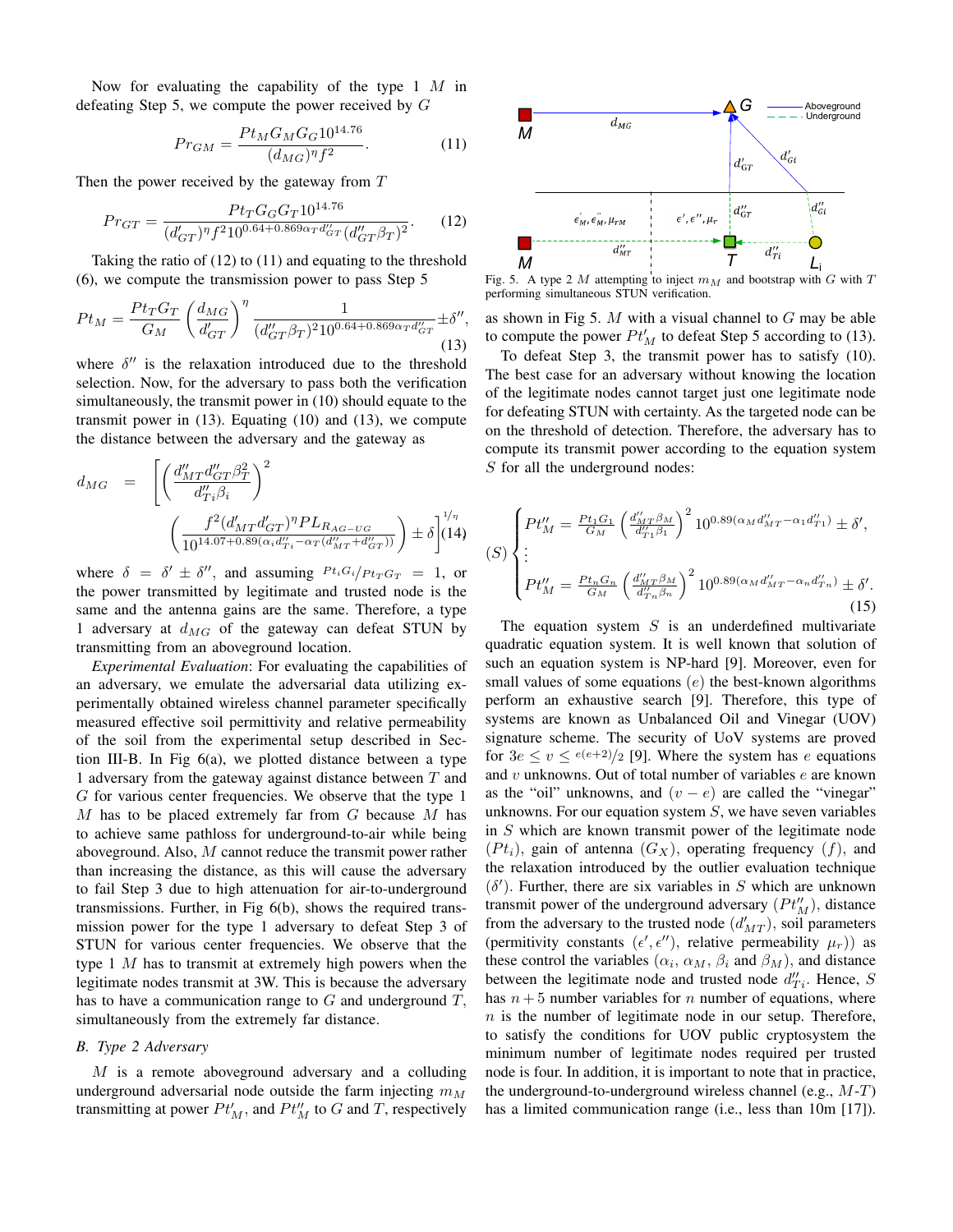Now for evaluating the capability of the type 1 $M$ in defeating Step 5, we compute the power received by $G$

$$Pr_{GM} = \frac{Pt_M G_M G_G 10^{14.76}}{(d_{MG})^{\eta} f^2}. \quad (11)$$

Then the power received by the gateway from $T$

$$Pr_{GT} = \frac{Pt_T G_G G_T 10^{14.76}}{(d'_{GT})^{\eta} f^2 10^{0.64+0.869\alpha_T d''_{GT}} (d''_{GT}\beta_T)^2}. \quad (12)$$

Taking the ratio of (12) to (11) and equating to the threshold (6), we compute the transmission power to pass Step 5

$$Pt_M = \frac{Pt_T G_T}{G_M}\left(\frac{d_{MG}}{d'_{GT}}\right)^{\eta} \frac{1}{(d''_{GT}\beta_T)^2 10^{0.64+0.869\alpha_T d''_{GT}}} \pm \delta'', \quad (13)$$

where $\delta''$ is the relaxation introduced due to the threshold selection. Now, for the adversary to pass both the verification simultaneously, the transmit power in (10) should equate to the transmit power in (13). Equating (10) and (13), we compute the distance between the adversary and the gateway as

$$d_{MG} = \left[\left(\frac{d''_{MT} d''_{GT} \beta_T^2}{d''_{Ti}\beta_i}\right)^2 \left(\frac{f^2 (d'_{MT} d'_{GT})^{\eta} PL_{R_{AG-UG}}}{10^{14.07+0.89(\alpha_i d''_{Ti} - \alpha_T(d''_{MT}+d''_{GT}))}}\right) \pm \delta\right]^{1/\eta} \quad (14)$$

where $\delta = \delta' \pm \delta''$, and assuming $Pt_i G_i / Pt_T G_T = 1$, or the power transmitted by legitimate and trusted node is the same and the antenna gains are the same. Therefore, a type 1 adversary at $d_{MG}$ of the gateway can defeat STUN by transmitting from an aboveground location.

*Experimental Evaluation*: For evaluating the capabilities of an adversary, we emulate the adversarial data utilizing experimentally obtained wireless channel parameter specifically measured effective soil permittivity and relative permeability of the soil from the experimental setup described in Section III-B. In Fig 6(a), we plotted distance between a type 1 adversary from the gateway against distance between $T$ and $G$ for various center frequencies. We observe that the type 1 $M$ has to be placed extremely far from $G$ because $M$ has to achieve same pathloss for underground-to-air while being aboveground. Also, $M$ cannot reduce the transmit power rather than increasing the distance, as this will cause the adversary to fail Step 3 due to high attenuation for air-to-underground transmissions. Further, in Fig 6(b), shows the required transmission power for the type 1 adversary to defeat Step 3 of STUN for various center frequencies. We observe that the type 1 $M$ has to transmit at extremely high powers when the legitimate nodes transmit at 3W. This is because the adversary has to have a communication range to $G$ and underground $T$, simultaneously from the extremely far distance.

### B. Type 2 Adversary

$M$ is a remote aboveground adversary and a colluding underground adversarial node outside the farm injecting $m_M$ transmitting at power $Pt'_M$, and $Pt''_M$ to $G$ and $T$, respectively as shown in Fig 5. $M$ with a visual channel to $G$ may be able to compute the power $Pt'_M$ to defeat Step 5 according to (13).

M
G
$d_{MG}$
Aboveground
Underground
$d'_{GT}$
$d'_{Gi}$
$\epsilon'_M, \epsilon''_M, \mu_{rM}$
$\epsilon', \epsilon'', \mu_r$
$d''_{GT}$
$d''_{Gi}$
M
$d''_{MT}$
T
$d''_{Ti}$
$L_i$

Fig. 5. A type 2 $M$ attempting to inject $m_M$ and bootstrap with $G$ with $T$ performing simultaneous STUN verification.

To defeat Step 3, the transmit power has to satisfy (10). The best case for an adversary without knowing the location of the legitimate nodes cannot target just one legitimate node for defeating STUN with certainty. As the targeted node can be on the threshold of detection. Therefore, the adversary has to compute its transmit power according to the equation system $S$ for all the underground nodes:

$$(S)\begin{cases} Pt''_M = \frac{Pt_1 G_1}{G_M}\left(\frac{d''_{MT}\beta_M}{d''_{T1}\beta_1}\right)^2 10^{0.89(\alpha_M d''_{MT} - \alpha_1 d''_{T1})} \pm \delta', \\ \vdots \\ Pt''_M = \frac{Pt_n G_n}{G_M}\left(\frac{d''_{MT}\beta_M}{d''_{Tn}\beta_n}\right)^2 10^{0.89(\alpha_M d''_{MT} - \alpha_n d''_{Tn})} \pm \delta'. \end{cases} \quad (15)$$

The equation system $S$ is an underdefined multivariate quadratic equation system. It is well known that solution of such an equation system is NP-hard [9]. Moreover, even for small values of some equations $(e)$ the best-known algorithms perform an exhaustive search [9]. Therefore, this type of systems are known as Unbalanced Oil and Vinegar (UOV) signature scheme. The security of UoV systems are proved for $3e \leq v \leq e(e+2)/2$ [9]. Where the system has $e$ equations and $v$ unknowns. Out of total number of variables $e$ are known as the "oil" unknowns, and $(v-e)$ are called the "vinegar" unknowns. For our equation system $S$, we have seven variables in $S$ which are known transmit power of the legitimate node $(Pt_i)$, gain of antenna $(G_X)$, operating frequency $(f)$, and the relaxation introduced by the outlier evaluation technique $(\delta')$. Further, there are six variables in $S$ which are unknown transmit power of the underground adversary $(Pt''_M)$, distance from the adversary to the trusted node $(d'_{MT})$, soil parameters (permitivity constants $(\epsilon', \epsilon'')$, relative permeability $\mu_r$)) as these control the variables ($\alpha_i$, $\alpha_M$, $\beta_i$ and $\beta_M$), and distance between the legitimate node and trusted node $d''_{Ti}$. Hence, $S$ has $n+5$ number variables for $n$ number of equations, where $n$ is the number of legitimate node in our setup. Therefore, to satisfy the conditions for UOV public cryptosystem the minimum number of legitimate nodes required per trusted node is four. In addition, it is important to note that in practice, the underground-to-underground wireless channel (e.g., $M$-$T$) has a limited communication range (i.e., less than 10m [17]).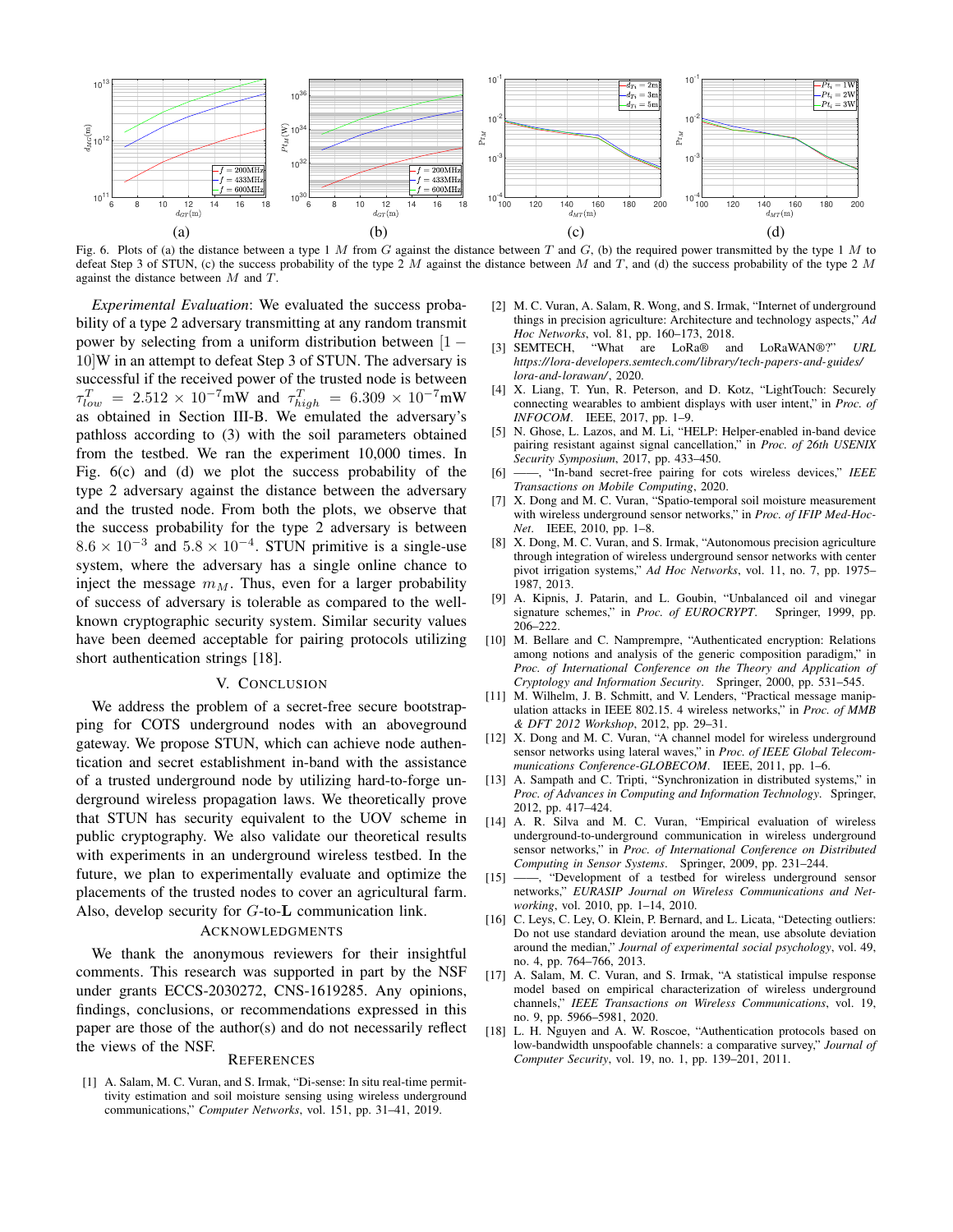10[13]

$d_{MG}$(m)

10[12]

10[11]

6 8 10 12 14 16 18

$d_{GT}$(m)

$f$ = 200MHz
$f$ = 433MHz
$f$ = 600MHz

(a)

10[36]

$P_{tM}$(W) 10[34]

10[32]

10[30]

6 8 10 12 14 16 18

$d_{GT}$(m)

$f$ = 200MHz
$f$ = 433MHz
$f$ = 600MHz

(b)

10[-1]

$P_M$ 10[-2]

10[-3]

10[-4]

100 120 140 160 180 200

$d_{MT}$(m)

$d_{Tt}$ = 2m
$d_{Tt}$ = 3m
$d_{Tt}$ = 5m

(c)

10[-1]

$P_M$ 10[-2]

10[-3]

10[-4]

100 120 140 160 180 200

$d_{MT}$(m)

$Pt_t$ = 1W
$Pt_t$ = 2W
$Pt_t$ = 3W

(d)

Fig. 6. Plots of (a) the distance between a type 1 $M$ from $G$ against the distance between $T$ and $G$, (b) the required power transmitted by the type 1 $M$ to defeat Step 3 of STUN, (c) the success probability of the type 2 $M$ against the distance between $M$ and $T$, and (d) the success probability of the type 2 $M$ against the distance between $M$ and $T$.

*Experimental Evaluation*: We evaluated the success probability of a type 2 adversary transmitting at any random transmit power by selecting from a uniform distribution between $[1-10]$W in an attempt to defeat Step 3 of STUN. The adversary is successful if the received power of the trusted node is between $\tau_{low}^T = 2.512 \times 10^{-7}$mW and $\tau_{high}^T = 6.309 \times 10^{-7}$mW as obtained in Section III-B. We emulated the adversary's pathloss according to (3) with the soil parameters obtained from the testbed. We ran the experiment 10,000 times. In Fig. 6(c) and (d) we plot the success probability of the type 2 adversary against the distance between the adversary and the trusted node. From both the plots, we observe that the success probability for the type 2 adversary is between $8.6 \times 10^{-3}$ and $5.8 \times 10^{-4}$. STUN primitive is a single-use system, where the adversary has a single online chance to inject the message $m_M$. Thus, even for a larger probability of success of adversary is tolerable as compared to the well-known cryptographic security system. Similar security values have been deemed acceptable for pairing protocols utilizing short authentication strings [18].

## V. Conclusion

We address the problem of a secret-free secure bootstrapping for COTS underground nodes with an aboveground gateway. We propose STUN, which can achieve node authentication and secret establishment in-band with the assistance of a trusted underground node by utilizing hard-to-forge underground wireless propagation laws. We theoretically prove that STUN has security equivalent to the UOV scheme in public cryptography. We also validate our theoretical results with experiments in an underground wireless testbed. In the future, we plan to experimentally evaluate and optimize the placements of the trusted nodes to cover an agricultural farm. Also, develop security for $G$-to-$\mathbf{L}$ communication link.

## Acknowledgments

We thank the anonymous reviewers for their insightful comments. This research was supported in part by the NSF under grants ECCS-2030272, CNS-1619285. Any opinions, findings, conclusions, or recommendations expressed in this paper are those of the author(s) and do not necessarily reflect the views of the NSF.

## References

[1] A. Salam, M. C. Vuran, and S. Irmak, "Di-sense: In situ real-time permittivity estimation and soil moisture sensing using wireless underground communications," *Computer Networks*, vol. 151, pp. 31–41, 2019.

[2] M. C. Vuran, A. Salam, R. Wong, and S. Irmak, "Internet of underground things in precision agriculture: Architecture and technology aspects," *Ad Hoc Networks*, vol. 81, pp. 160–173, 2018.

[3] SEMTECH, "What are LoRa® and LoRaWAN®?" *URL https://lora-developers.semtech.com/library/tech-papers-and-guides/lora-and-lorawan/*, 2020.

[4] X. Liang, T. Yun, R. Peterson, and D. Kotz, "LightTouch: Securely connecting wearables to ambient displays with user intent," in *Proc. of INFOCOM*. IEEE, 2017, pp. 1–9.

[5] N. Ghose, L. Lazos, and M. Li, "HELP: Helper-enabled in-band device pairing resistant against signal cancellation," in *Proc. of 26th USENIX Security Symposium*, 2017, pp. 433–450.

[6] ——, "In-band secret-free pairing for cots wireless devices," *IEEE Transactions on Mobile Computing*, 2020.

[7] X. Dong and M. C. Vuran, "Spatio-temporal soil moisture measurement with wireless underground sensor networks," in *Proc. of IFIP Med-Hoc-Net*. IEEE, 2010, pp. 1–8.

[8] X. Dong, M. C. Vuran, and S. Irmak, "Autonomous precision agriculture through integration of wireless underground sensor networks with center pivot irrigation systems," *Ad Hoc Networks*, vol. 11, no. 7, pp. 1975–1987, 2013.

[9] A. Kipnis, J. Patarin, and L. Goubin, "Unbalanced oil and vinegar signature schemes," in *Proc. of EUROCRYPT*. Springer, 1999, pp. 206–222.

[10] M. Bellare and C. Namprempre, "Authenticated encryption: Relations among notions and analysis of the generic composition paradigm," in *Proc. of International Conference on the Theory and Application of Cryptology and Information Security*. Springer, 2000, pp. 531–545.

[11] M. Wilhelm, J. B. Schmitt, and V. Lenders, "Practical message manipulation attacks in IEEE 802.15. 4 wireless networks," in *Proc. of MMB & DFT 2012 Workshop*, 2012, pp. 29–31.

[12] X. Dong and M. C. Vuran, "A channel model for wireless underground sensor networks using lateral waves," in *Proc. of IEEE Global Telecommunications Conference-GLOBECOM*. IEEE, 2011, pp. 1–6.

[13] A. Sampath and C. Tripti, "Synchronization in distributed systems," in *Proc. of Advances in Computing and Information Technology*. Springer, 2012, pp. 417–424.

[14] A. R. Silva and M. C. Vuran, "Empirical evaluation of wireless underground-to-underground communication in wireless underground sensor networks," in *Proc. of International Conference on Distributed Computing in Sensor Systems*. Springer, 2009, pp. 231–244.

[15] ——, "Development of a testbed for wireless underground sensor networks," *EURASIP Journal on Wireless Communications and Networking*, vol. 2010, pp. 1–14, 2010.

[16] C. Leys, C. Ley, O. Klein, P. Bernard, and L. Licata, "Detecting outliers: Do not use standard deviation around the mean, use absolute deviation around the median," *Journal of experimental social psychology*, vol. 49, no. 4, pp. 764–766, 2013.

[17] A. Salam, M. C. Vuran, and S. Irmak, "A statistical impulse response model based on empirical characterization of wireless underground channels," *IEEE Transactions on Wireless Communications*, vol. 19, no. 9, pp. 5966–5981, 2020.

[18] L. H. Nguyen and A. W. Roscoe, "Authentication protocols based on low-bandwidth unspoofable channels: a comparative survey," *Journal of Computer Security*, vol. 19, no. 1, pp. 139–201, 2011.